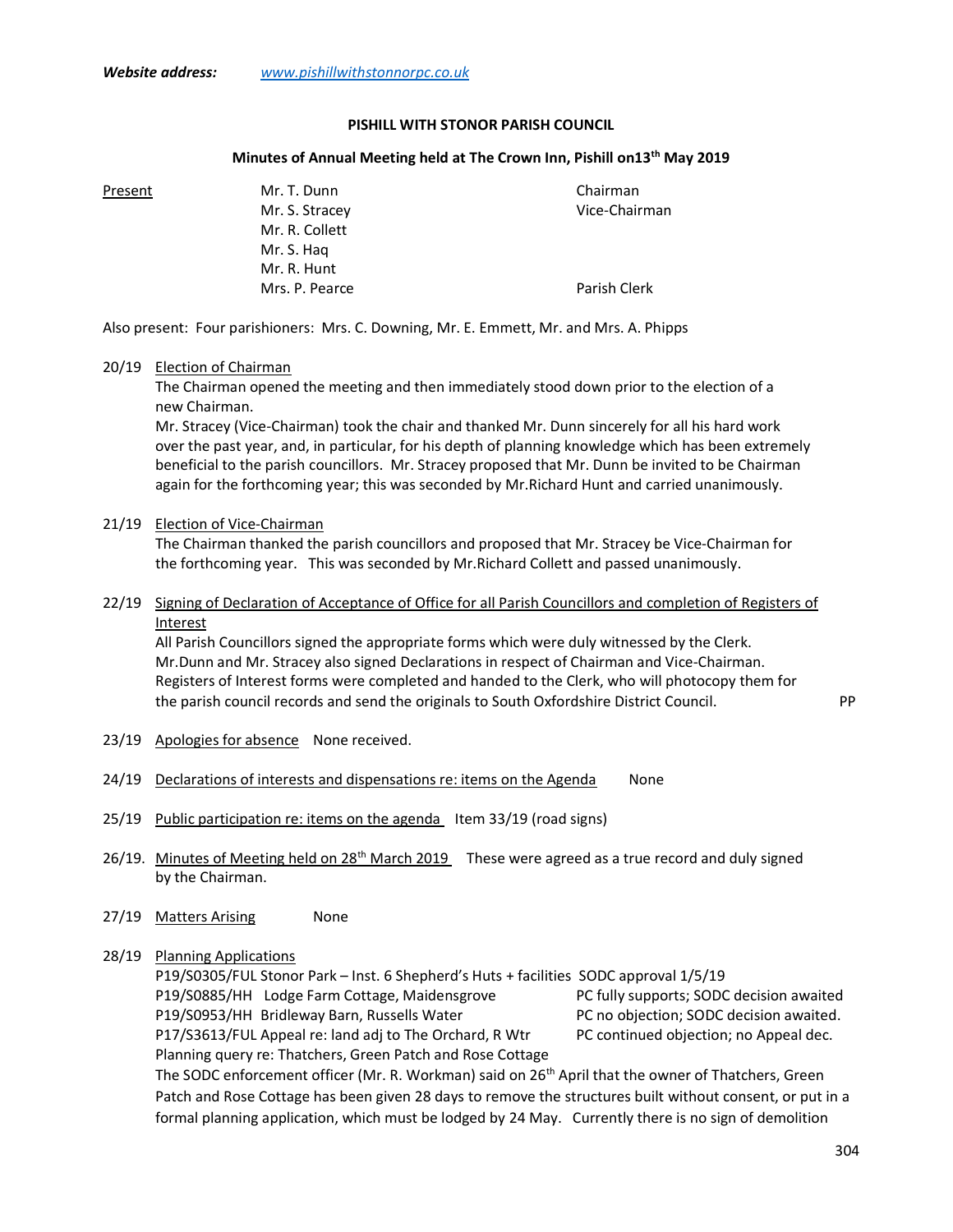***Website address:*** *www.pishillwithstonorpc.co.uk*

**PISHILL WITH STONOR PARISH COUNCIL**

**Minutes of Annual Meeting held at The Crown Inn, Pishill on13th May 2019**

| Present | | |
|---|---|---|
| | Mr. T. Dunn | Chairman |
| | Mr. S. Stracey | Vice-Chairman |
| | Mr. R. Collett | |
| | Mr. S. Haq | |
| | Mr. R. Hunt | |
| | Mrs. P. Pearce | Parish Clerk |

Also present: Four parishioners: Mrs. C. Downing, Mr. E. Emmett, Mr. and Mrs. A. Phipps

20/19 Election of Chairman

The Chairman opened the meeting and then immediately stood down prior to the election of a new Chairman.

Mr. Stracey (Vice-Chairman) took the chair and thanked Mr. Dunn sincerely for all his hard work over the past year, and, in particular, for his depth of planning knowledge which has been extremely beneficial to the parish councillors. Mr. Stracey proposed that Mr. Dunn be invited to be Chairman again for the forthcoming year; this was seconded by Mr.Richard Hunt and carried unanimously.

21/19 Election of Vice-Chairman

The Chairman thanked the parish councillors and proposed that Mr. Stracey be Vice-Chairman for the forthcoming year. This was seconded by Mr.Richard Collett and passed unanimously.

22/19 Signing of Declaration of Acceptance of Office for all Parish Councillors and completion of Registers of Interest

All Parish Councillors signed the appropriate forms which were duly witnessed by the Clerk. Mr.Dunn and Mr. Stracey also signed Declarations in respect of Chairman and Vice-Chairman. Registers of Interest forms were completed and handed to the Clerk, who will photocopy them for the parish council records and send the originals to South Oxfordshire District Council. PP

23/19 Apologies for absence None received.

24/19 Declarations of interests and dispensations re: items on the Agenda None

25/19 Public participation re: items on the agenda Item 33/19 (road signs)

26/19. Minutes of Meeting held on 28th March 2019 These were agreed as a true record and duly signed by the Chairman.

27/19 Matters Arising None

28/19 Planning Applications

P19/S0305/FUL Stonor Park – Inst. 6 Shepherd's Huts + facilities SODC approval 1/5/19
P19/S0885/HH Lodge Farm Cottage, Maidensgrove PC fully supports; SODC decision awaited
P19/S0953/HH Bridleway Barn, Russells Water PC no objection; SODC decision awaited.
P17/S3613/FUL Appeal re: land adj to The Orchard, R Wtr PC continued objection; no Appeal dec.
Planning query re: Thatchers, Green Patch and Rose Cottage

The SODC enforcement officer (Mr. R. Workman) said on 26th April that the owner of Thatchers, Green Patch and Rose Cottage has been given 28 days to remove the structures built without consent, or put in a formal planning application, which must be lodged by 24 May. Currently there is no sign of demolition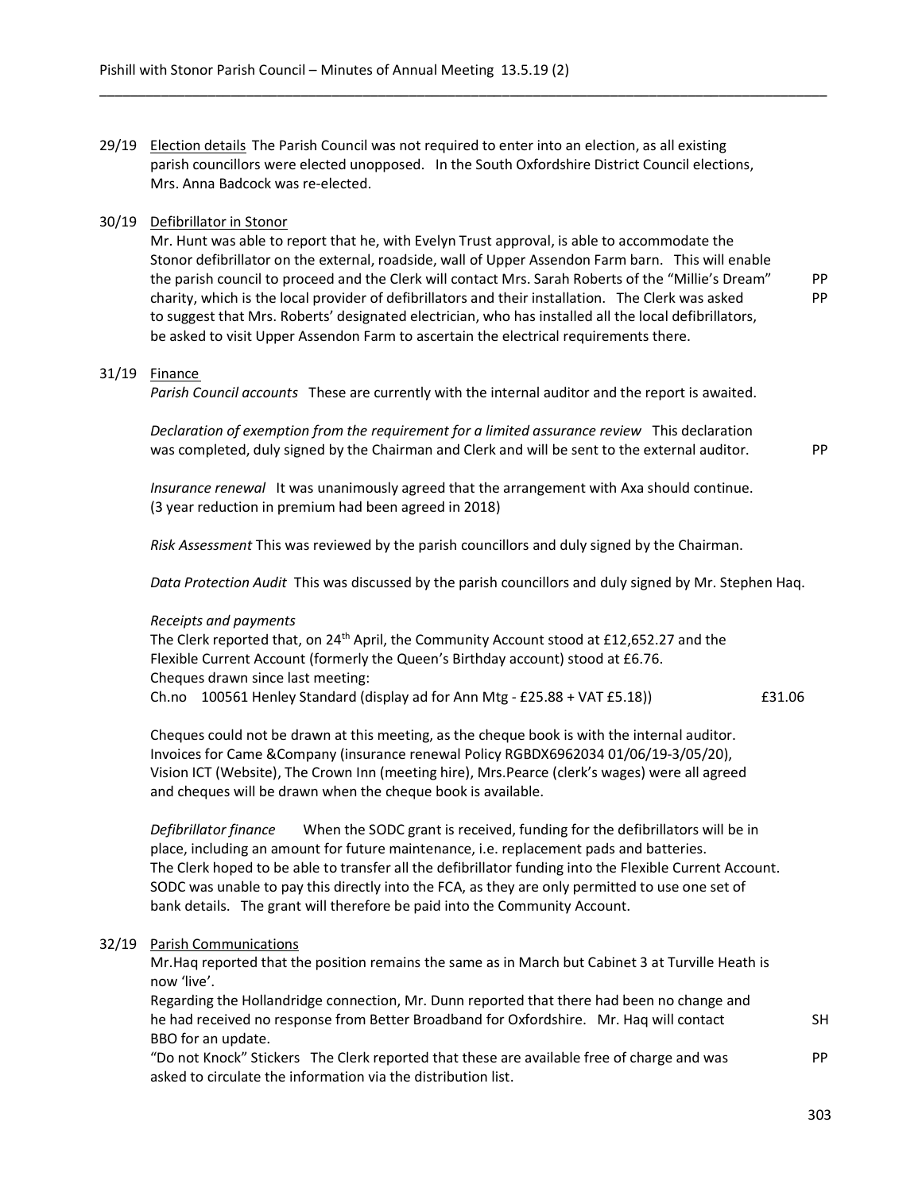29/19 Election details The Parish Council was not required to enter into an election, as all existing parish councillors were elected unopposed. In the South Oxfordshire District Council elections, Mrs. Anna Badcock was re-elected.

30/19 Defibrillator in Stonor

Mr. Hunt was able to report that he, with Evelyn Trust approval, is able to accommodate the Stonor defibrillator on the external, roadside, wall of Upper Assendon Farm barn. This will enable the parish council to proceed and the Clerk will contact Mrs. Sarah Roberts of the "Millie's Dream" charity, which is the local provider of defibrillators and their installation. The Clerk was asked to suggest that Mrs. Roberts' designated electrician, who has installed all the local defibrillators, be asked to visit Upper Assendon Farm to ascertain the electrical requirements there. PP PP

31/19 Finance

*Parish Council accounts* These are currently with the internal auditor and the report is awaited.

*Declaration of exemption from the requirement for a limited assurance review* This declaration was completed, duly signed by the Chairman and Clerk and will be sent to the external auditor. PP

*Insurance renewal* It was unanimously agreed that the arrangement with Axa should continue. (3 year reduction in premium had been agreed in 2018)

*Risk Assessment* This was reviewed by the parish councillors and duly signed by the Chairman.

*Data Protection Audit* This was discussed by the parish councillors and duly signed by Mr. Stephen Haq.

*Receipts and payments*

The Clerk reported that, on 24th April, the Community Account stood at £12,652.27 and the Flexible Current Account (formerly the Queen's Birthday account) stood at £6.76.
Cheques drawn since last meeting:
Ch.no 100561 Henley Standard (display ad for Ann Mtg - £25.88 + VAT £5.18)) £31.06

Cheques could not be drawn at this meeting, as the cheque book is with the internal auditor. Invoices for Came &Company (insurance renewal Policy RGBDX6962034 01/06/19-3/05/20), Vision ICT (Website), The Crown Inn (meeting hire), Mrs.Pearce (clerk's wages) were all agreed and cheques will be drawn when the cheque book is available.

*Defibrillator finance* When the SODC grant is received, funding for the defibrillators will be in place, including an amount for future maintenance, i.e. replacement pads and batteries. The Clerk hoped to be able to transfer all the defibrillator funding into the Flexible Current Account. SODC was unable to pay this directly into the FCA, as they are only permitted to use one set of bank details. The grant will therefore be paid into the Community Account.

32/19 Parish Communications

Mr.Haq reported that the position remains the same as in March but Cabinet 3 at Turville Heath is now 'live'.

Regarding the Hollandridge connection, Mr. Dunn reported that there had been no change and he had received no response from Better Broadband for Oxfordshire. Mr. Haq will contact BBO for an update. SH

"Do not Knock" Stickers The Clerk reported that these are available free of charge and was asked to circulate the information via the distribution list. PP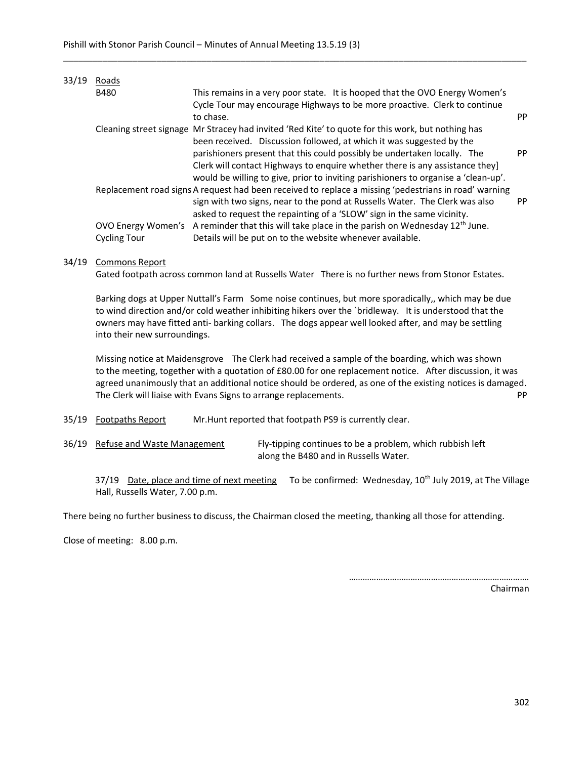33/19 Roads

| | | |
|---|---|---|
| B480 | This remains in a very poor state. It is hooped that the OVO Energy Women's Cycle Tour may encourage Highways to be more proactive. Clerk to continue to chase. | PP |
| Cleaning street signage | Mr Stracey had invited 'Red Kite' to quote for this work, but nothing has been received. Discussion followed, at which it was suggested by the parishioners present that this could possibly be undertaken locally. The Clerk will contact Highways to enquire whether there is any assistance they] would be willing to give, prior to inviting parishioners to organise a 'clean-up'. | PP |
| Replacement road signs | A request had been received to replace a missing 'pedestrians in road' warning sign with two signs, near to the pond at Russells Water. The Clerk was also asked to request the repainting of a 'SLOW' sign in the same vicinity. | PP |
| OVO Energy Women's Cycling Tour | A reminder that this will take place in the parish on Wednesday 12th June. Details will be put on to the website whenever available. | |

34/19 Commons Report

Gated footpath across common land at Russells Water There is no further news from Stonor Estates.

Barking dogs at Upper Nuttall's Farm Some noise continues, but more sporadically,, which may be due to wind direction and/or cold weather inhibiting hikers over the `bridleway. It is understood that the owners may have fitted anti- barking collars. The dogs appear well looked after, and may be settling into their new surroundings.

Missing notice at Maidensgrove The Clerk had received a sample of the boarding, which was shown to the meeting, together with a quotation of £80.00 for one replacement notice. After discussion, it was agreed unanimously that an additional notice should be ordered, as one of the existing notices is damaged. The Clerk will liaise with Evans Signs to arrange replacements. PP

35/19 Footpaths Report Mr.Hunt reported that footpath PS9 is currently clear.

36/19 Refuse and Waste Management Fly-tipping continues to be a problem, which rubbish left along the B480 and in Russells Water.

37/19 Date, place and time of next meeting To be confirmed: Wednesday, 10th July 2019, at The Village Hall, Russells Water, 7.00 p.m.

There being no further business to discuss, the Chairman closed the meeting, thanking all those for attending.

Close of meeting: 8.00 p.m.

…………………………………………………………………….
Chairman